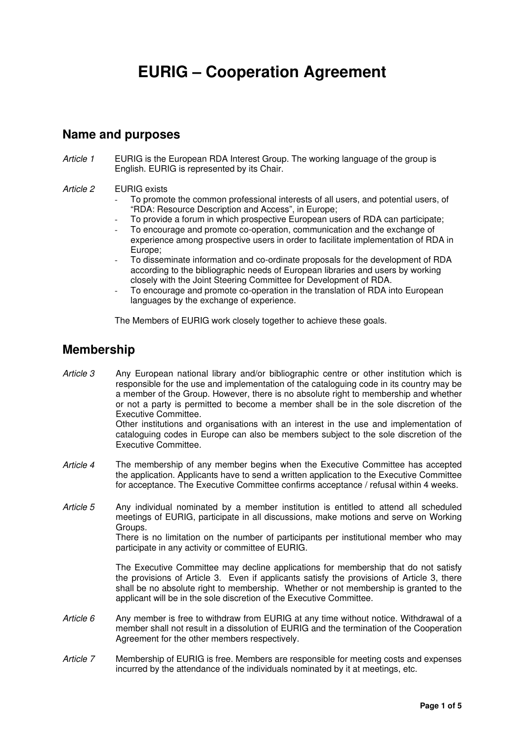# EURIG – Cooperation Agreement

## Name and purposes

*Article 1* EURIG is the European RDA Interest Group. The working language of the group is English. EURIG is represented by its Chair.

*Article 2* EURIG exists

- To promote the common professional interests of all users, and potential users, of "RDA: Resource Description and Access", in Europe;
- To provide a forum in which prospective European users of RDA can participate;
- To encourage and promote co-operation, communication and the exchange of experience among prospective users in order to facilitate implementation of RDA in Europe;
- To disseminate information and co-ordinate proposals for the development of RDA according to the bibliographic needs of European libraries and users by working closely with the Joint Steering Committee for Development of RDA.
- To encourage and promote co-operation in the translation of RDA into European languages by the exchange of experience.

The Members of EURIG work closely together to achieve these goals.

## Membership

*Article 3* Any European national library and/or bibliographic centre or other institution which is responsible for the use and implementation of the cataloguing code in its country may be a member of the Group. However, there is no absolute right to membership and whether or not a party is permitted to become a member shall be in the sole discretion of the Executive Committee.
Other institutions and organisations with an interest in the use and implementation of cataloguing codes in Europe can also be members subject to the sole discretion of the Executive Committee.

*Article 4* The membership of any member begins when the Executive Committee has accepted the application. Applicants have to send a written application to the Executive Committee for acceptance. The Executive Committee confirms acceptance / refusal within 4 weeks.

*Article 5* Any individual nominated by a member institution is entitled to attend all scheduled meetings of EURIG, participate in all discussions, make motions and serve on Working Groups.
There is no limitation on the number of participants per institutional member who may participate in any activity or committee of EURIG.

The Executive Committee may decline applications for membership that do not satisfy the provisions of Article 3. Even if applicants satisfy the provisions of Article 3, there shall be no absolute right to membership. Whether or not membership is granted to the applicant will be in the sole discretion of the Executive Committee.

*Article 6* Any member is free to withdraw from EURIG at any time without notice. Withdrawal of a member shall not result in a dissolution of EURIG and the termination of the Cooperation Agreement for the other members respectively.

*Article 7* Membership of EURIG is free. Members are responsible for meeting costs and expenses incurred by the attendance of the individuals nominated by it at meetings, etc.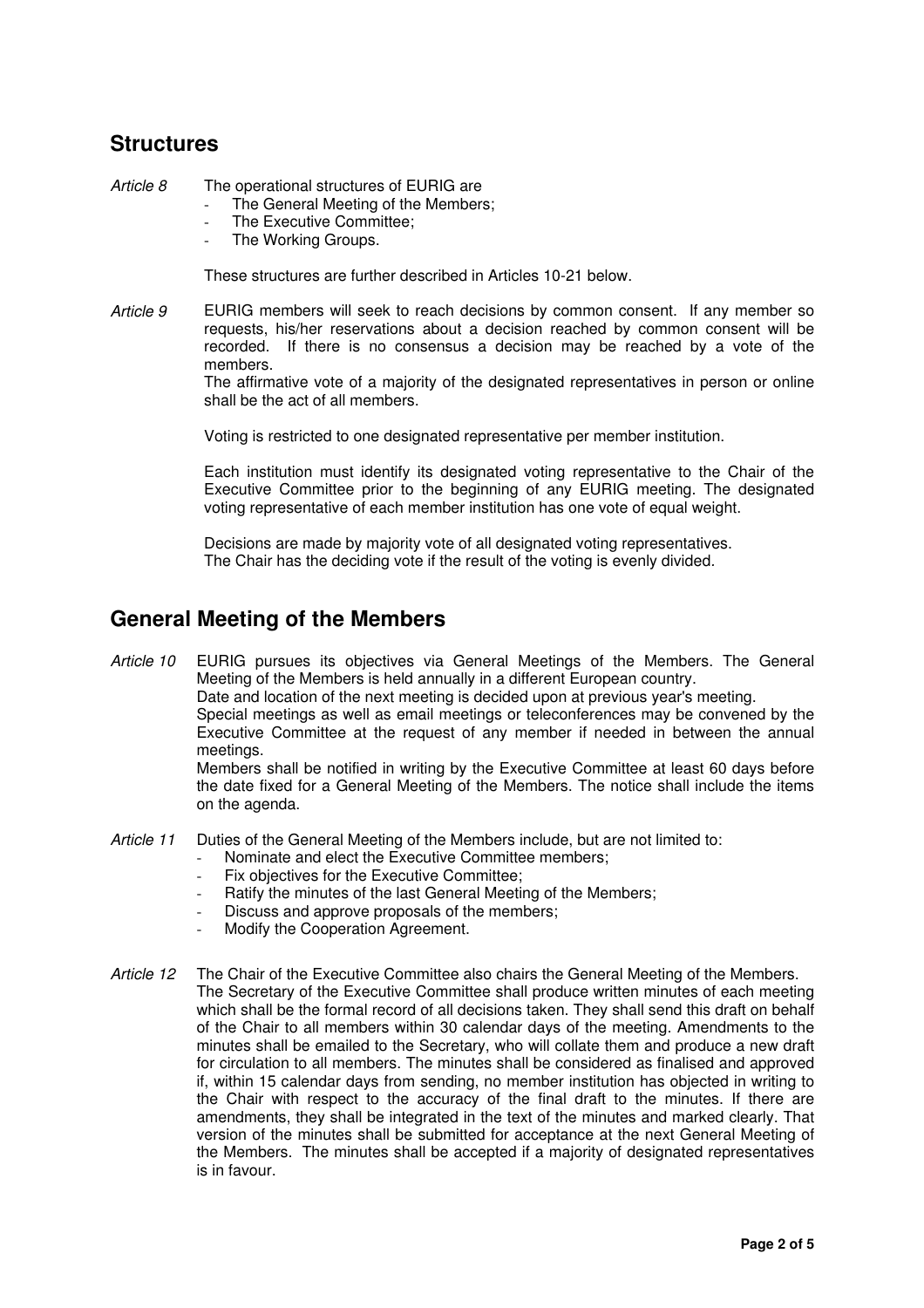## Structures

*Article 8* The operational structures of EURIG are

- The General Meeting of the Members;
- The Executive Committee;
- The Working Groups.

These structures are further described in Articles 10-21 below.

*Article 9* EURIG members will seek to reach decisions by common consent. If any member so requests, his/her reservations about a decision reached by common consent will be recorded. If there is no consensus a decision may be reached by a vote of the members.
The affirmative vote of a majority of the designated representatives in person or online shall be the act of all members.

Voting is restricted to one designated representative per member institution.

Each institution must identify its designated voting representative to the Chair of the Executive Committee prior to the beginning of any EURIG meeting. The designated voting representative of each member institution has one vote of equal weight.

Decisions are made by majority vote of all designated voting representatives.
The Chair has the deciding vote if the result of the voting is evenly divided.

## General Meeting of the Members

*Article 10* EURIG pursues its objectives via General Meetings of the Members. The General Meeting of the Members is held annually in a different European country.
Date and location of the next meeting is decided upon at previous year's meeting.
Special meetings as well as email meetings or teleconferences may be convened by the Executive Committee at the request of any member if needed in between the annual meetings.
Members shall be notified in writing by the Executive Committee at least 60 days before the date fixed for a General Meeting of the Members. The notice shall include the items on the agenda.

*Article 11* Duties of the General Meeting of the Members include, but are not limited to:

- Nominate and elect the Executive Committee members;
- Fix objectives for the Executive Committee;
- Ratify the minutes of the last General Meeting of the Members;
- Discuss and approve proposals of the members;
- Modify the Cooperation Agreement.

*Article 12* The Chair of the Executive Committee also chairs the General Meeting of the Members. The Secretary of the Executive Committee shall produce written minutes of each meeting which shall be the formal record of all decisions taken. They shall send this draft on behalf of the Chair to all members within 30 calendar days of the meeting. Amendments to the minutes shall be emailed to the Secretary, who will collate them and produce a new draft for circulation to all members. The minutes shall be considered as finalised and approved if, within 15 calendar days from sending, no member institution has objected in writing to the Chair with respect to the accuracy of the final draft to the minutes. If there are amendments, they shall be integrated in the text of the minutes and marked clearly. That version of the minutes shall be submitted for acceptance at the next General Meeting of the Members. The minutes shall be accepted if a majority of designated representatives is in favour.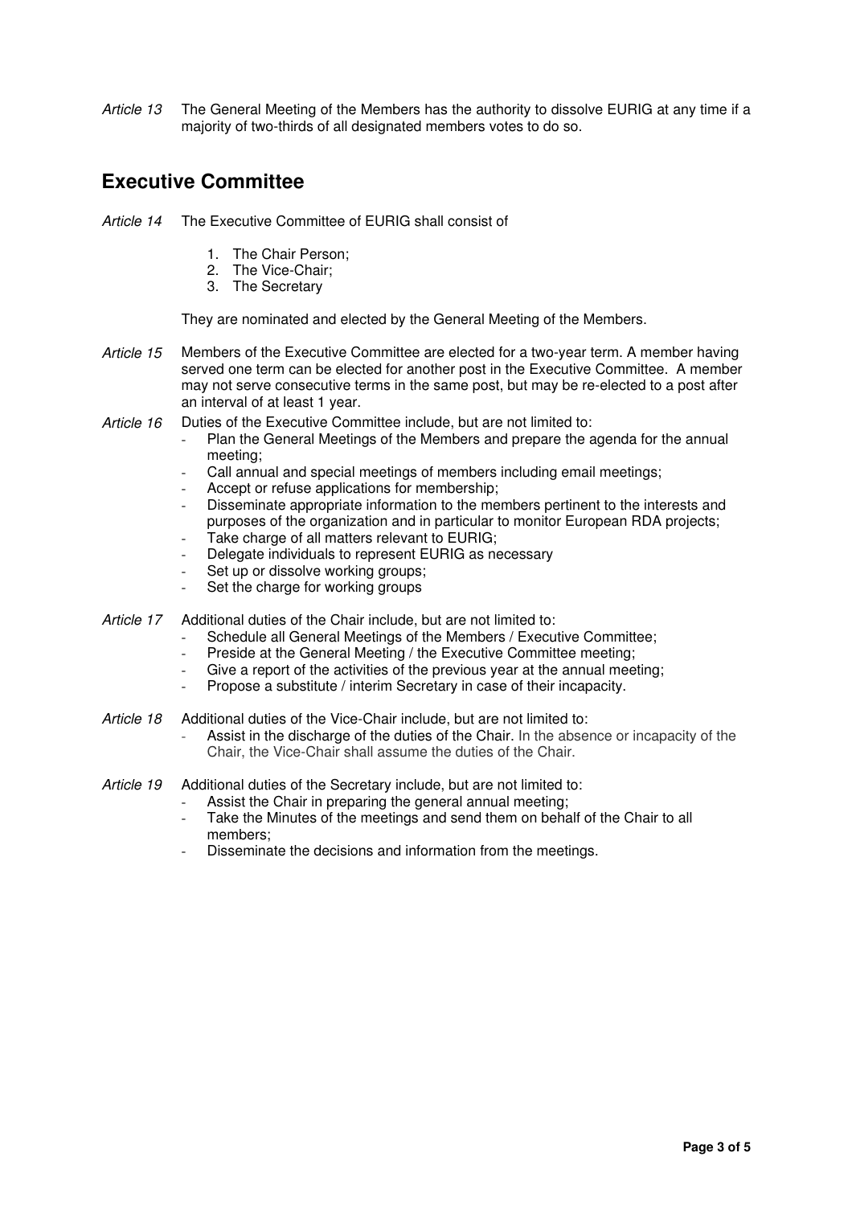*Article 13* The General Meeting of the Members has the authority to dissolve EURIG at any time if a majority of two-thirds of all designated members votes to do so.

## Executive Committee

*Article 14* The Executive Committee of EURIG shall consist of

1. The Chair Person;
2. The Vice-Chair;
3. The Secretary

They are nominated and elected by the General Meeting of the Members.

*Article 15* Members of the Executive Committee are elected for a two-year term. A member having served one term can be elected for another post in the Executive Committee. A member may not serve consecutive terms in the same post, but may be re-elected to a post after an interval of at least 1 year.

*Article 16* Duties of the Executive Committee include, but are not limited to:

- Plan the General Meetings of the Members and prepare the agenda for the annual meeting;
- Call annual and special meetings of members including email meetings;
- Accept or refuse applications for membership;
- Disseminate appropriate information to the members pertinent to the interests and purposes of the organization and in particular to monitor European RDA projects;
- Take charge of all matters relevant to EURIG;
- Delegate individuals to represent EURIG as necessary
- Set up or dissolve working groups;
- Set the charge for working groups

*Article 17* Additional duties of the Chair include, but are not limited to:

- Schedule all General Meetings of the Members / Executive Committee;
- Preside at the General Meeting / the Executive Committee meeting;
- Give a report of the activities of the previous year at the annual meeting;
- Propose a substitute / interim Secretary in case of their incapacity.

*Article 18* Additional duties of the Vice-Chair include, but are not limited to:

- Assist in the discharge of the duties of the Chair. In the absence or incapacity of the Chair, the Vice-Chair shall assume the duties of the Chair.

*Article 19* Additional duties of the Secretary include, but are not limited to:

- Assist the Chair in preparing the general annual meeting;
- Take the Minutes of the meetings and send them on behalf of the Chair to all members;
- Disseminate the decisions and information from the meetings.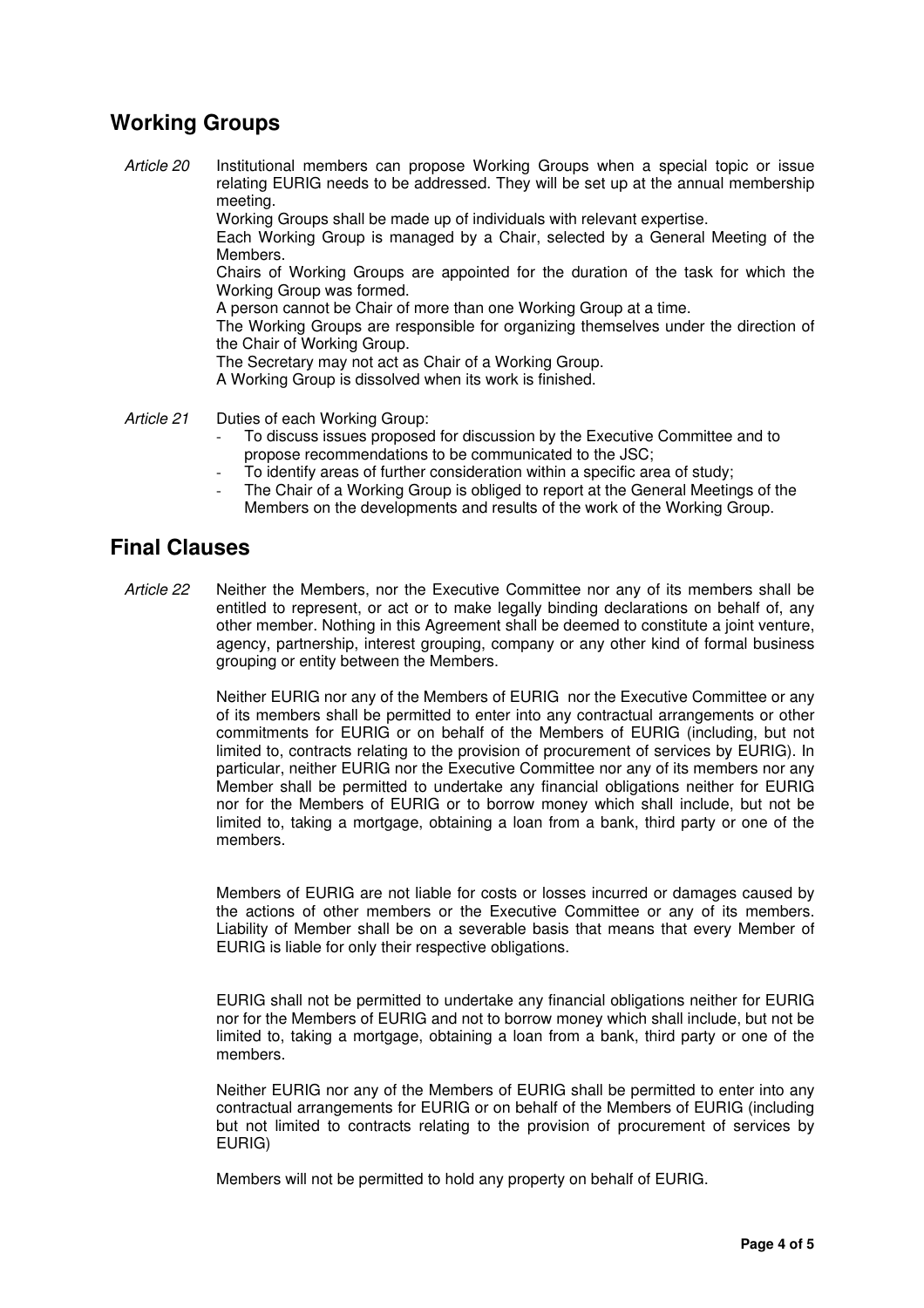## Working Groups

*Article 20* Institutional members can propose Working Groups when a special topic or issue relating EURIG needs to be addressed. They will be set up at the annual membership meeting.
Working Groups shall be made up of individuals with relevant expertise.
Each Working Group is managed by a Chair, selected by a General Meeting of the Members.
Chairs of Working Groups are appointed for the duration of the task for which the Working Group was formed.
A person cannot be Chair of more than one Working Group at a time.
The Working Groups are responsible for organizing themselves under the direction of the Chair of Working Group.
The Secretary may not act as Chair of a Working Group.
A Working Group is dissolved when its work is finished.

*Article 21* Duties of each Working Group:

- To discuss issues proposed for discussion by the Executive Committee and to propose recommendations to be communicated to the JSC;
- To identify areas of further consideration within a specific area of study;
- The Chair of a Working Group is obliged to report at the General Meetings of the Members on the developments and results of the work of the Working Group.

## Final Clauses

*Article 22* Neither the Members, nor the Executive Committee nor any of its members shall be entitled to represent, or act or to make legally binding declarations on behalf of, any other member. Nothing in this Agreement shall be deemed to constitute a joint venture, agency, partnership, interest grouping, company or any other kind of formal business grouping or entity between the Members.

Neither EURIG nor any of the Members of EURIG nor the Executive Committee or any of its members shall be permitted to enter into any contractual arrangements or other commitments for EURIG or on behalf of the Members of EURIG (including, but not limited to, contracts relating to the provision of procurement of services by EURIG). In particular, neither EURIG nor the Executive Committee nor any of its members nor any Member shall be permitted to undertake any financial obligations neither for EURIG nor for the Members of EURIG or to borrow money which shall include, but not be limited to, taking a mortgage, obtaining a loan from a bank, third party or one of the members.

Members of EURIG are not liable for costs or losses incurred or damages caused by the actions of other members or the Executive Committee or any of its members. Liability of Member shall be on a severable basis that means that every Member of EURIG is liable for only their respective obligations.

EURIG shall not be permitted to undertake any financial obligations neither for EURIG nor for the Members of EURIG and not to borrow money which shall include, but not be limited to, taking a mortgage, obtaining a loan from a bank, third party or one of the members.

Neither EURIG nor any of the Members of EURIG shall be permitted to enter into any contractual arrangements for EURIG or on behalf of the Members of EURIG (including but not limited to contracts relating to the provision of procurement of services by EURIG)

Members will not be permitted to hold any property on behalf of EURIG.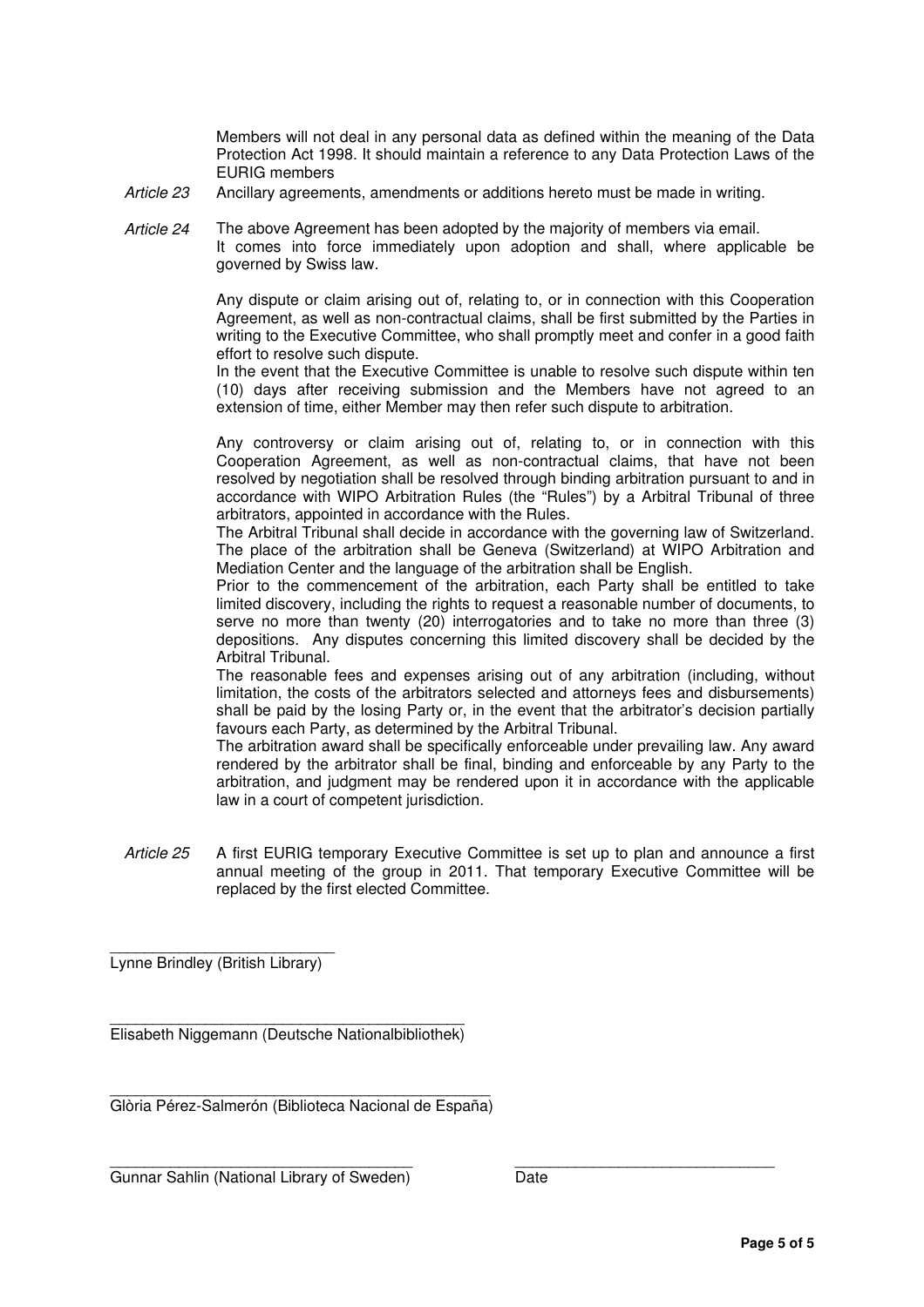Members will not deal in any personal data as defined within the meaning of the Data Protection Act 1998. It should maintain a reference to any Data Protection Laws of the EURIG members

*Article 23* Ancillary agreements, amendments or additions hereto must be made in writing.

*Article 24* The above Agreement has been adopted by the majority of members via email. It comes into force immediately upon adoption and shall, where applicable be governed by Swiss law.

Any dispute or claim arising out of, relating to, or in connection with this Cooperation Agreement, as well as non-contractual claims, shall be first submitted by the Parties in writing to the Executive Committee, who shall promptly meet and confer in a good faith effort to resolve such dispute.
In the event that the Executive Committee is unable to resolve such dispute within ten (10) days after receiving submission and the Members have not agreed to an extension of time, either Member may then refer such dispute to arbitration.

Any controversy or claim arising out of, relating to, or in connection with this Cooperation Agreement, as well as non-contractual claims, that have not been resolved by negotiation shall be resolved through binding arbitration pursuant to and in accordance with WIPO Arbitration Rules (the "Rules") by a Arbitral Tribunal of three arbitrators, appointed in accordance with the Rules.
The Arbitral Tribunal shall decide in accordance with the governing law of Switzerland. The place of the arbitration shall be Geneva (Switzerland) at WIPO Arbitration and Mediation Center and the language of the arbitration shall be English.
Prior to the commencement of the arbitration, each Party shall be entitled to take limited discovery, including the rights to request a reasonable number of documents, to serve no more than twenty (20) interrogatories and to take no more than three (3) depositions. Any disputes concerning this limited discovery shall be decided by the Arbitral Tribunal.
The reasonable fees and expenses arising out of any arbitration (including, without limitation, the costs of the arbitrators selected and attorneys fees and disbursements) shall be paid by the losing Party or, in the event that the arbitrator's decision partially favours each Party, as determined by the Arbitral Tribunal.
The arbitration award shall be specifically enforceable under prevailing law. Any award rendered by the arbitrator shall be final, binding and enforceable by any Party to the arbitration, and judgment may be rendered upon it in accordance with the applicable law in a court of competent jurisdiction.

*Article 25* A first EURIG temporary Executive Committee is set up to plan and announce a first annual meeting of the group in 2011. That temporary Executive Committee will be replaced by the first elected Committee.

\_\_\_\_\_\_\_\_\_\_\_\_\_\_\_\_\_\_\_\_\_\_\_\_\_\_
Lynne Brindley (British Library)

\_\_\_\_\_\_\_\_\_\_\_\_\_\_\_\_\_\_\_\_\_\_\_\_\_\_\_\_\_\_\_\_\_\_\_\_\_\_\_\_\_
Elisabeth Niggemann (Deutsche Nationalbibliothek)

\_\_\_\_\_\_\_\_\_\_\_\_\_\_\_\_\_\_\_\_\_\_\_\_\_\_\_\_\_\_\_\_\_\_\_\_\_\_\_\_\_\_\_\_
Glòria Pérez-Salmerón (Biblioteca Nacional de España)

\_\_\_\_\_\_\_\_\_\_\_\_\_\_\_\_\_\_\_\_\_\_\_\_\_\_\_\_\_\_\_\_\_\_\_\_ \_\_\_\_\_\_\_\_\_\_\_\_\_\_\_\_\_\_\_\_\_\_\_\_\_\_\_\_\_\_\_
Gunnar Sahlin (National Library of Sweden) Date